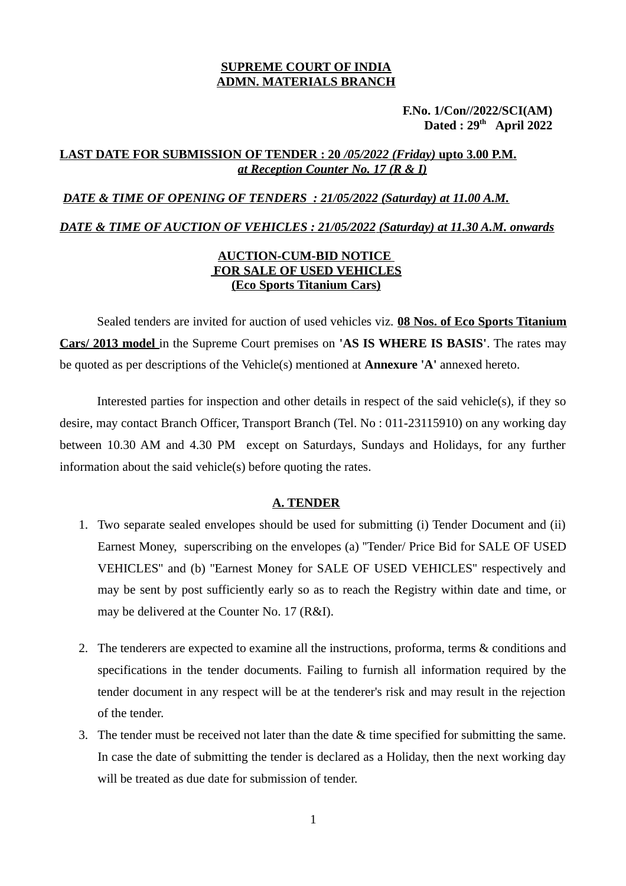**SUPREME COURT OF INDIA**
**ADMN. MATERIALS BRANCH**

**F.No. 1/Con//2022/SCI(AM)**
**Dated : 29th April 2022**

**LAST DATE FOR SUBMISSION OF TENDER : 20 *//05/2022 (Friday)* upto 3.00 P.M.** ***at Reception Counter No. 17 (R & I)***

***DATE & TIME OF OPENING OF TENDERS : 21/05/2022 (Saturday) at 11.00 A.M.***

***DATE & TIME OF AUCTION OF VEHICLES : 21/05/2022 (Saturday) at 11.30 A.M. onwards***

**AUCTION-CUM-BID NOTICE**
**FOR SALE OF USED VEHICLES**
**(Eco Sports Titanium Cars)**

Sealed tenders are invited for auction of used vehicles viz. **08 Nos. of Eco Sports Titanium Cars/ 2013 model** in the Supreme Court premises on **'AS IS WHERE IS BASIS'**. The rates may be quoted as per descriptions of the Vehicle(s) mentioned at **Annexure 'A'** annexed hereto.

Interested parties for inspection and other details in respect of the said vehicle(s), if they so desire, may contact Branch Officer, Transport Branch (Tel. No : 011-23115910) on any working day between 10.30 AM and 4.30 PM except on Saturdays, Sundays and Holidays, for any further information about the said vehicle(s) before quoting the rates.

## A. TENDER

1. Two separate sealed envelopes should be used for submitting (i) Tender Document and (ii) Earnest Money, superscribing on the envelopes (a) "Tender/ Price Bid for SALE OF USED VEHICLES" and (b) "Earnest Money for SALE OF USED VEHICLES" respectively and may be sent by post sufficiently early so as to reach the Registry within date and time, or may be delivered at the Counter No. 17 (R&I).

2. The tenderers are expected to examine all the instructions, proforma, terms & conditions and specifications in the tender documents. Failing to furnish all information required by the tender document in any respect will be at the tenderer's risk and may result in the rejection of the tender.

3. The tender must be received not later than the date & time specified for submitting the same. In case the date of submitting the tender is declared as a Holiday, then the next working day will be treated as due date for submission of tender.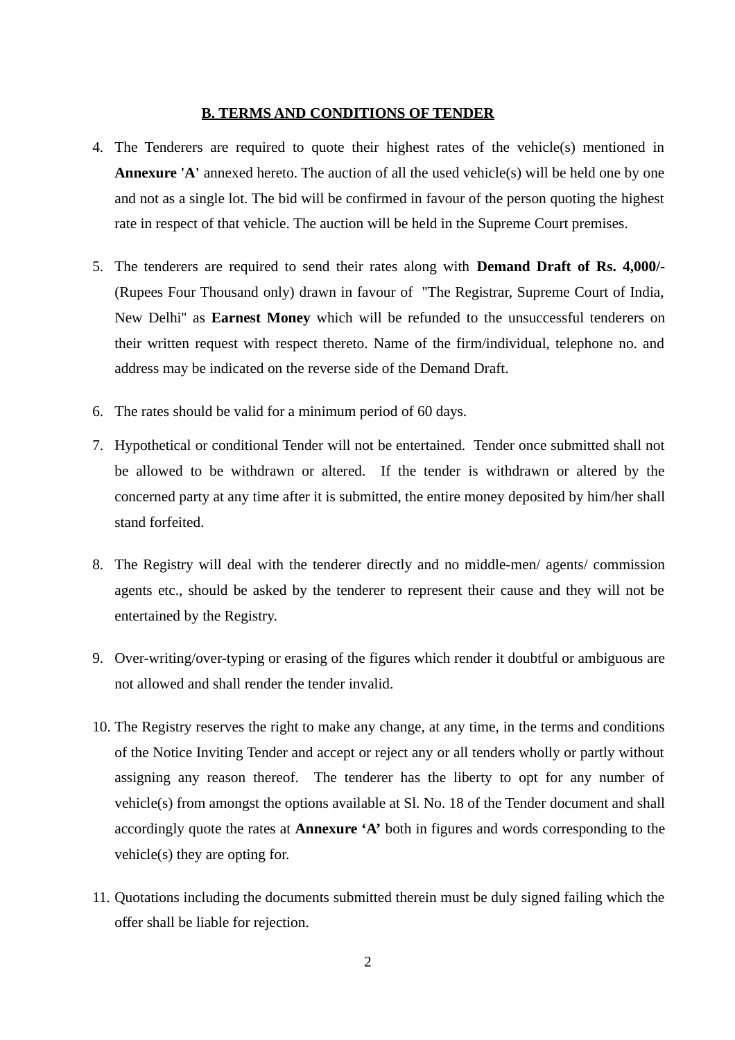## B. TERMS AND CONDITIONS OF TENDER

4. The Tenderers are required to quote their highest rates of the vehicle(s) mentioned in **Annexure 'A'** annexed hereto. The auction of all the used vehicle(s) will be held one by one and not as a single lot. The bid will be confirmed in favour of the person quoting the highest rate in respect of that vehicle. The auction will be held in the Supreme Court premises.

5. The tenderers are required to send their rates along with **Demand Draft of Rs. 4,000/-** (Rupees Four Thousand only) drawn in favour of "The Registrar, Supreme Court of India, New Delhi" as **Earnest Money** which will be refunded to the unsuccessful tenderers on their written request with respect thereto. Name of the firm/individual, telephone no. and address may be indicated on the reverse side of the Demand Draft.

6. The rates should be valid for a minimum period of 60 days.

7. Hypothetical or conditional Tender will not be entertained. Tender once submitted shall not be allowed to be withdrawn or altered. If the tender is withdrawn or altered by the concerned party at any time after it is submitted, the entire money deposited by him/her shall stand forfeited.

8. The Registry will deal with the tenderer directly and no middle-men/ agents/ commission agents etc., should be asked by the tenderer to represent their cause and they will not be entertained by the Registry.

9. Over-writing/over-typing or erasing of the figures which render it doubtful or ambiguous are not allowed and shall render the tender invalid.

10. The Registry reserves the right to make any change, at any time, in the terms and conditions of the Notice Inviting Tender and accept or reject any or all tenders wholly or partly without assigning any reason thereof. The tenderer has the liberty to opt for any number of vehicle(s) from amongst the options available at Sl. No. 18 of the Tender document and shall accordingly quote the rates at **Annexure 'A'** both in figures and words corresponding to the vehicle(s) they are opting for.

11. Quotations including the documents submitted therein must be duly signed failing which the offer shall be liable for rejection.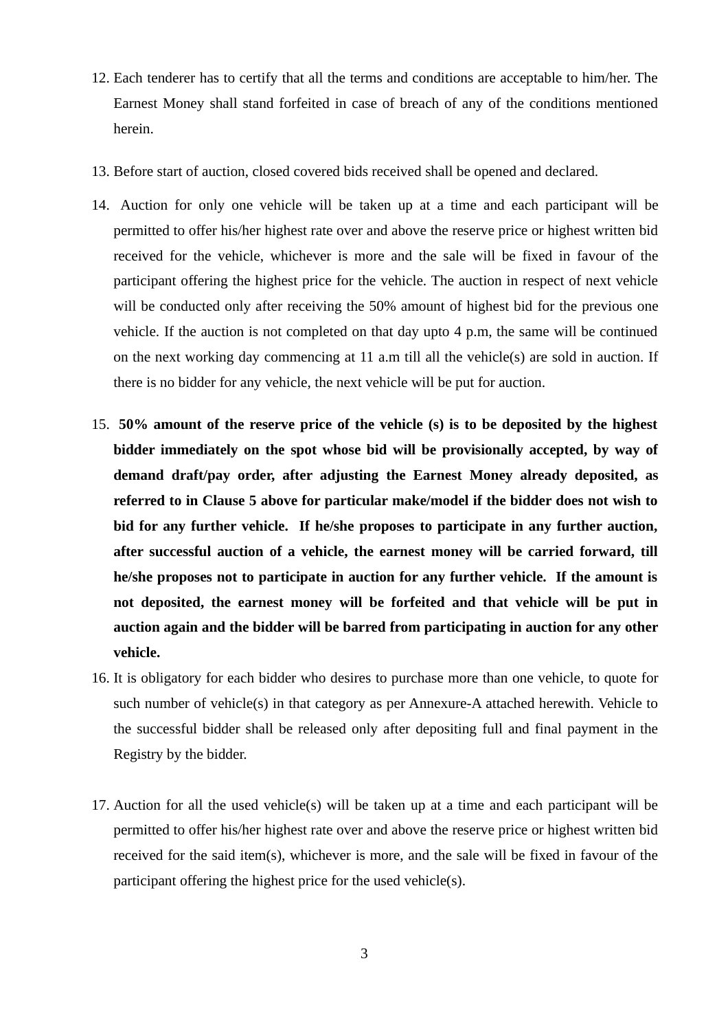12. Each tenderer has to certify that all the terms and conditions are acceptable to him/her. The Earnest Money shall stand forfeited in case of breach of any of the conditions mentioned herein.

13. Before start of auction, closed covered bids received shall be opened and declared.

14. Auction for only one vehicle will be taken up at a time and each participant will be permitted to offer his/her highest rate over and above the reserve price or highest written bid received for the vehicle, whichever is more and the sale will be fixed in favour of the participant offering the highest price for the vehicle. The auction in respect of next vehicle will be conducted only after receiving the 50% amount of highest bid for the previous one vehicle. If the auction is not completed on that day upto 4 p.m, the same will be continued on the next working day commencing at 11 a.m till all the vehicle(s) are sold in auction. If there is no bidder for any vehicle, the next vehicle will be put for auction.

15. **50% amount of the reserve price of the vehicle (s) is to be deposited by the highest bidder immediately on the spot whose bid will be provisionally accepted, by way of demand draft/pay order, after adjusting the Earnest Money already deposited, as referred to in Clause 5 above for particular make/model if the bidder does not wish to bid for any further vehicle. If he/she proposes to participate in any further auction, after successful auction of a vehicle, the earnest money will be carried forward, till he/she proposes not to participate in auction for any further vehicle. If the amount is not deposited, the earnest money will be forfeited and that vehicle will be put in auction again and the bidder will be barred from participating in auction for any other vehicle.**

16. It is obligatory for each bidder who desires to purchase more than one vehicle, to quote for such number of vehicle(s) in that category as per Annexure-A attached herewith. Vehicle to the successful bidder shall be released only after depositing full and final payment in the Registry by the bidder.

17. Auction for all the used vehicle(s) will be taken up at a time and each participant will be permitted to offer his/her highest rate over and above the reserve price or highest written bid received for the said item(s), whichever is more, and the sale will be fixed in favour of the participant offering the highest price for the used vehicle(s).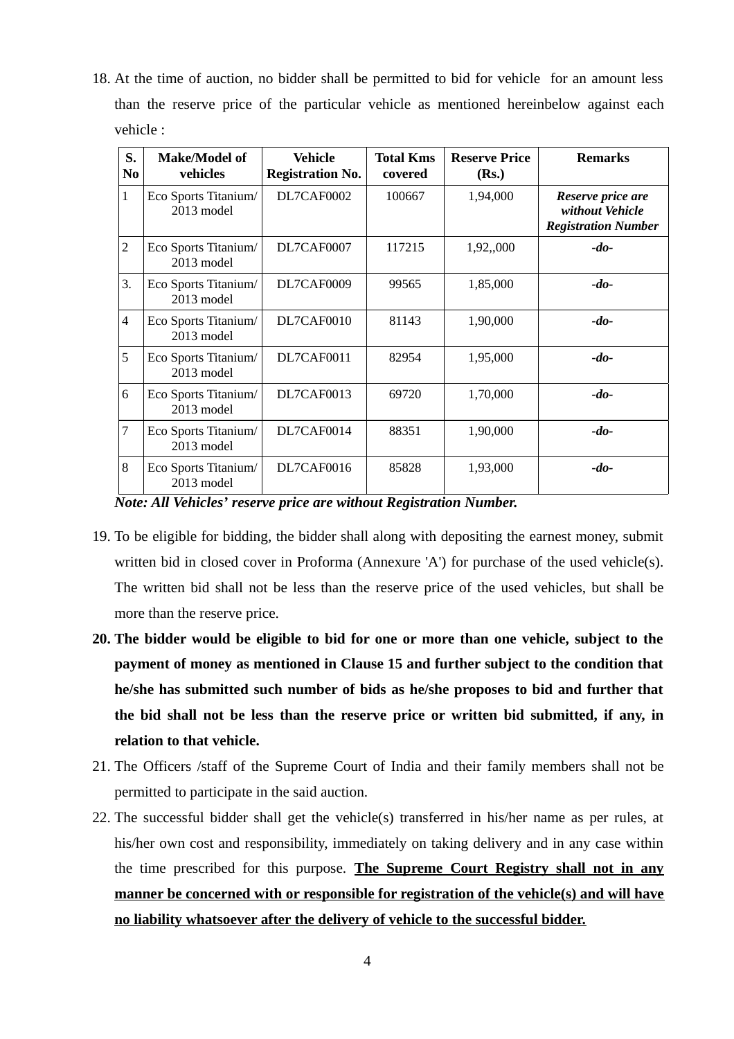18. At the time of auction, no bidder shall be permitted to bid for vehicle for an amount less than the reserve price of the particular vehicle as mentioned hereinbelow against each vehicle :

| S. No | Make/Model of vehicles | Vehicle Registration No. | Total Kms covered | Reserve Price (Rs.) | Remarks |
|---|---|---|---|---|---|
| 1 | Eco Sports Titanium/ 2013 model | DL7CAF0002 | 100667 | 1,94,000 | ***Reserve price are without Vehicle Registration Number*** |
| 2 | Eco Sports Titanium/ 2013 model | DL7CAF0007 | 117215 | 1,92,,000 | ***-do-*** |
| 3. | Eco Sports Titanium/ 2013 model | DL7CAF0009 | 99565 | 1,85,000 | ***-do-*** |
| 4 | Eco Sports Titanium/ 2013 model | DL7CAF0010 | 81143 | 1,90,000 | ***-do-*** |
| 5 | Eco Sports Titanium/ 2013 model | DL7CAF0011 | 82954 | 1,95,000 | ***-do-*** |
| 6 | Eco Sports Titanium/ 2013 model | DL7CAF0013 | 69720 | 1,70,000 | ***-do-*** |
| 7 | Eco Sports Titanium/ 2013 model | DL7CAF0014 | 88351 | 1,90,000 | ***-do-*** |
| 8 | Eco Sports Titanium/ 2013 model | DL7CAF0016 | 85828 | 1,93,000 | ***-do-*** |

***Note: All Vehicles' reserve price are without Registration Number.***

19. To be eligible for bidding, the bidder shall along with depositing the earnest money, submit written bid in closed cover in Proforma (Annexure 'A') for purchase of the used vehicle(s). The written bid shall not be less than the reserve price of the used vehicles, but shall be more than the reserve price.

20. **The bidder would be eligible to bid for one or more than one vehicle, subject to the payment of money as mentioned in Clause 15 and further subject to the condition that he/she has submitted such number of bids as he/she proposes to bid and further that the bid shall not be less than the reserve price or written bid submitted, if any, in relation to that vehicle.**

21. The Officers /staff of the Supreme Court of India and their family members shall not be permitted to participate in the said auction.

22. The successful bidder shall get the vehicle(s) transferred in his/her name as per rules, at his/her own cost and responsibility, immediately on taking delivery and in any case within the time prescribed for this purpose. **<u>The Supreme Court Registry shall not in any manner be concerned with or responsible for registration of the vehicle(s) and will have no liability whatsoever after the delivery of vehicle to the successful bidder.</u>**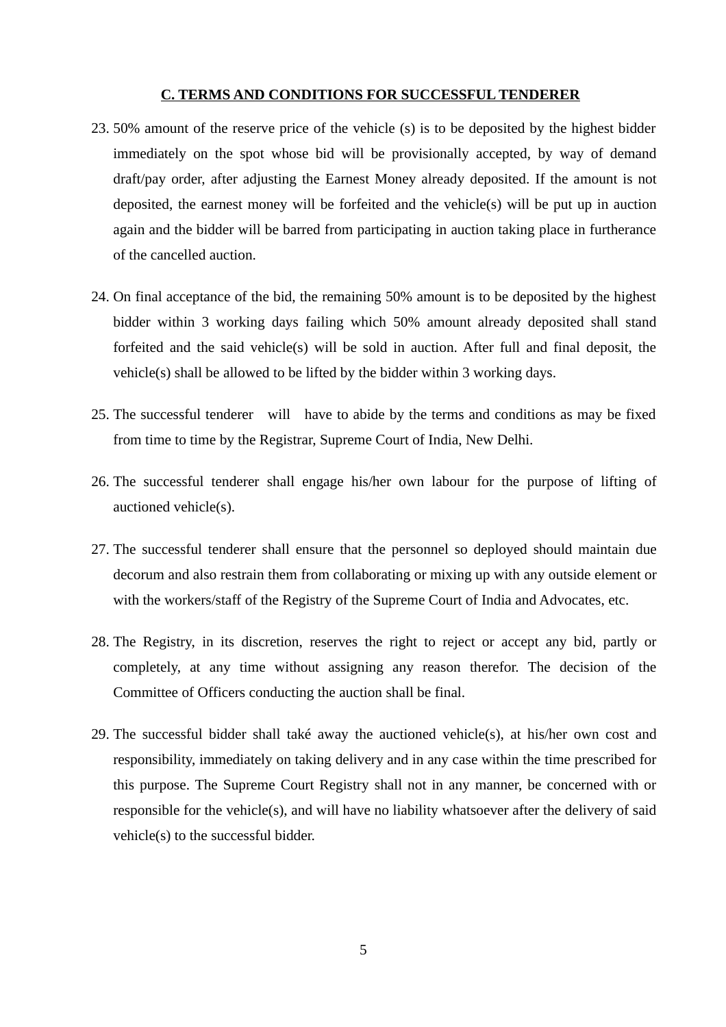## C. TERMS AND CONDITIONS FOR SUCCESSFUL TENDERER

23. 50% amount of the reserve price of the vehicle (s) is to be deposited by the highest bidder immediately on the spot whose bid will be provisionally accepted, by way of demand draft/pay order, after adjusting the Earnest Money already deposited. If the amount is not deposited, the earnest money will be forfeited and the vehicle(s) will be put up in auction again and the bidder will be barred from participating in auction taking place in furtherance of the cancelled auction.

24. On final acceptance of the bid, the remaining 50% amount is to be deposited by the highest bidder within 3 working days failing which 50% amount already deposited shall stand forfeited and the said vehicle(s) will be sold in auction. After full and final deposit, the vehicle(s) shall be allowed to be lifted by the bidder within 3 working days.

25. The successful tenderer will have to abide by the terms and conditions as may be fixed from time to time by the Registrar, Supreme Court of India, New Delhi.

26. The successful tenderer shall engage his/her own labour for the purpose of lifting of auctioned vehicle(s).

27. The successful tenderer shall ensure that the personnel so deployed should maintain due decorum and also restrain them from collaborating or mixing up with any outside element or with the workers/staff of the Registry of the Supreme Court of India and Advocates, etc.

28. The Registry, in its discretion, reserves the right to reject or accept any bid, partly or completely, at any time without assigning any reason therefor. The decision of the Committee of Officers conducting the auction shall be final.

29. The successful bidder shall také away the auctioned vehicle(s), at his/her own cost and responsibility, immediately on taking delivery and in any case within the time prescribed for this purpose. The Supreme Court Registry shall not in any manner, be concerned with or responsible for the vehicle(s), and will have no liability whatsoever after the delivery of said vehicle(s) to the successful bidder.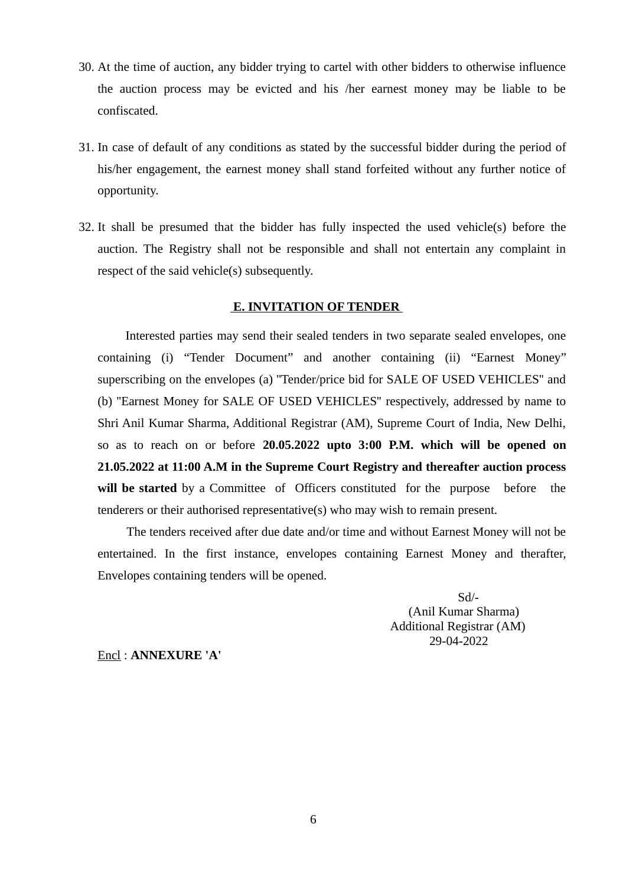30. At the time of auction, any bidder trying to cartel with other bidders to otherwise influence the auction process may be evicted and his /her earnest money may be liable to be confiscated.

31. In case of default of any conditions as stated by the successful bidder during the period of his/her engagement, the earnest money shall stand forfeited without any further notice of opportunity.

32. It shall be presumed that the bidder has fully inspected the used vehicle(s) before the auction. The Registry shall not be responsible and shall not entertain any complaint in respect of the said vehicle(s) subsequently.

## E. INVITATION OF TENDER

Interested parties may send their sealed tenders in two separate sealed envelopes, one containing (i) "Tender Document" and another containing (ii) "Earnest Money" superscribing on the envelopes (a) "Tender/price bid for SALE OF USED VEHICLES" and (b) "Earnest Money for SALE OF USED VEHICLES" respectively, addressed by name to Shri Anil Kumar Sharma, Additional Registrar (AM), Supreme Court of India, New Delhi, so as to reach on or before **20.05.2022 upto 3:00 P.M. which will be opened on 21.05.2022 at 11:00 A.M in the Supreme Court Registry and thereafter auction process will be started** by a Committee of Officers constituted for the purpose before the tenderers or their authorised representative(s) who may wish to remain present.

The tenders received after due date and/or time and without Earnest Money will not be entertained. In the first instance, envelopes containing Earnest Money and therafter, Envelopes containing tenders will be opened.

Sd/-
(Anil Kumar Sharma)
Additional Registrar (AM)
29-04-2022

Encl : **ANNEXURE 'A'**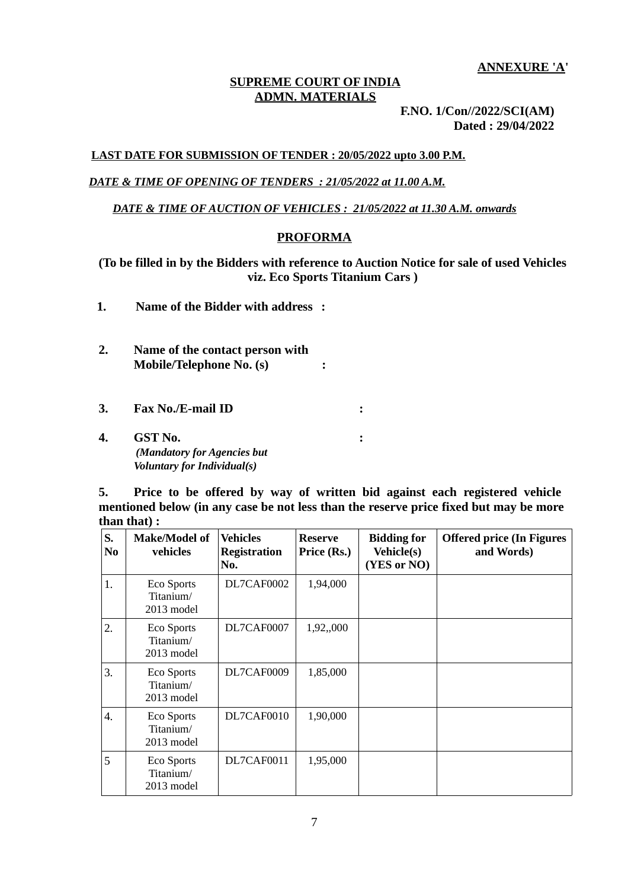**ANNEXURE 'A'**

**SUPREME COURT OF INDIA**
**ADMN. MATERIALS**

**F.NO. 1/Con//2022/SCI(AM)**
**Dated : 29/04/2022**

**LAST DATE FOR SUBMISSION OF TENDER : 20/05/2022 upto 3.00 P.M.**

***DATE & TIME OF OPENING OF TENDERS : 21/05/2022 at 11.00 A.M.***

***DATE & TIME OF AUCTION OF VEHICLES : 21/05/2022 at 11.30 A.M. onwards***

## PROFORMA

**(To be filled in by the Bidders with reference to Auction Notice for sale of used Vehicles viz. Eco Sports Titanium Cars )**

1. **Name of the Bidder with address :**

2. **Name of the contact person with Mobile/Telephone No. (s) :**

3. **Fax No./E-mail ID :**

4. **GST No. :**
   ***(Mandatory for Agencies but Voluntary for Individual(s)***

5. **Price to be offered by way of written bid against each registered vehicle mentioned below (in any case be not less than the reserve price fixed but may be more than that) :**

| S. No | Make/Model of vehicles | Vehicles Registration No. | Reserve Price (Rs.) | Bidding for Vehicle(s) (YES or NO) | Offered price (In Figures and Words) |
|---|---|---|---|---|---|
| 1. | Eco Sports Titanium/ 2013 model | DL7CAF0002 | 1,94,000 | | |
| 2. | Eco Sports Titanium/ 2013 model | DL7CAF0007 | 1,92,,000 | | |
| 3. | Eco Sports Titanium/ 2013 model | DL7CAF0009 | 1,85,000 | | |
| 4. | Eco Sports Titanium/ 2013 model | DL7CAF0010 | 1,90,000 | | |
| 5 | Eco Sports Titanium/ 2013 model | DL7CAF0011 | 1,95,000 | | |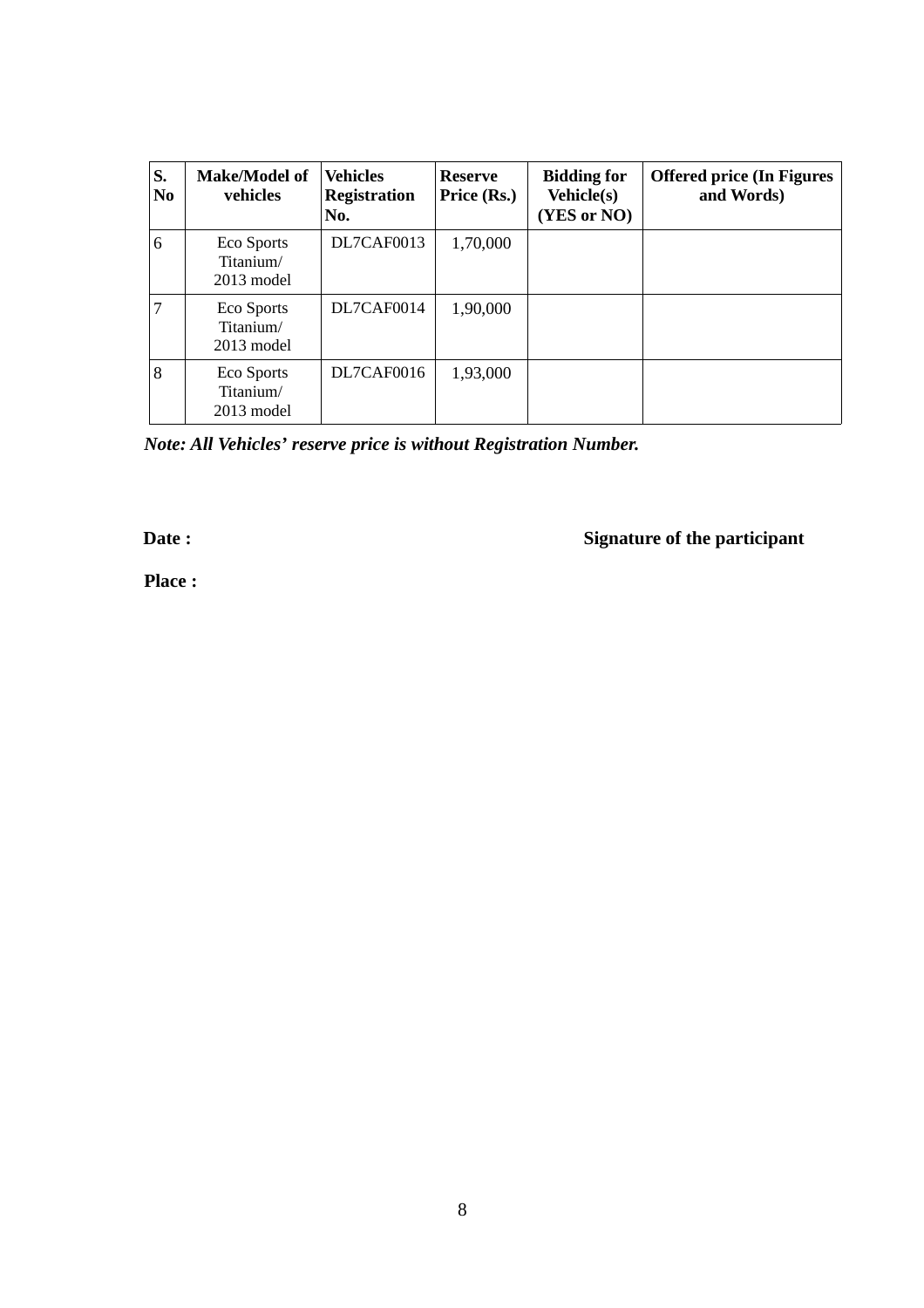| S. No | Make/Model of vehicles | Vehicles Registration No. | Reserve Price (Rs.) | Bidding for Vehicle(s) (YES or NO) | Offered price (In Figures and Words) |
|---|---|---|---|---|---|
| 6 | Eco Sports Titanium/ 2013 model | DL7CAF0013 | 1,70,000 | | |
| 7 | Eco Sports Titanium/ 2013 model | DL7CAF0014 | 1,90,000 | | |
| 8 | Eco Sports Titanium/ 2013 model | DL7CAF0016 | 1,93,000 | | |

***Note: All Vehicles' reserve price is without Registration Number.***

**Date :** **Signature of the participant**

**Place :**